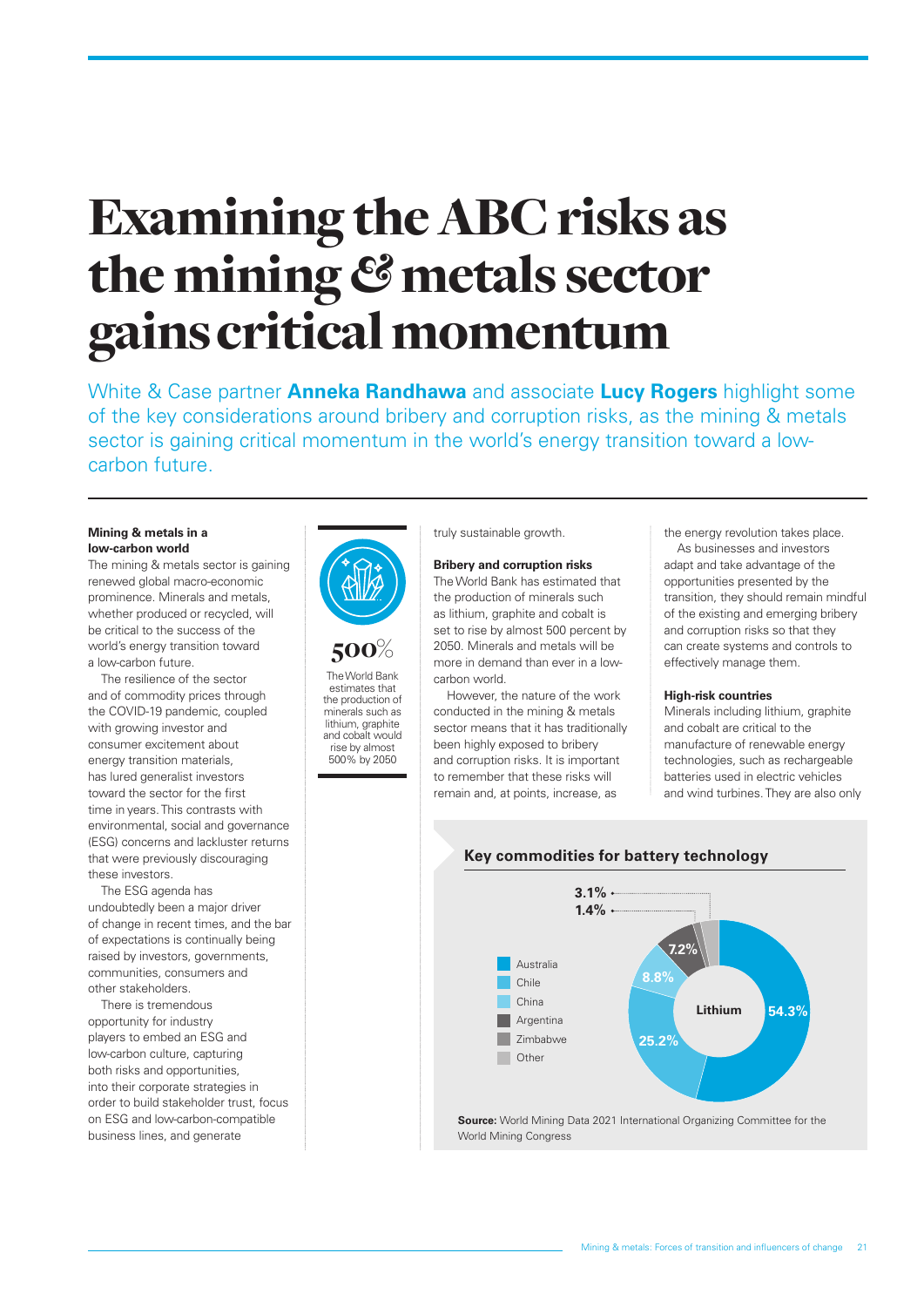# Examining the ABC risks as the mining & metals sector gains critical momentum

White & Case partner **Anneka Randhawa** and associate **Lucy Rogers** highlight some of the key considerations around bribery and corruption risks, as the mining & metals sector is gaining critical momentum in the world's energy transition toward a low-carbon future.

**Mining & metals in a low-carbon world**

The mining & metals sector is gaining renewed global macro-economic prominence. Minerals and metals, whether produced or recycled, will be critical to the success of the world's energy transition toward a low-carbon future.

The resilience of the sector and of commodity prices through the COVID-19 pandemic, coupled with growing investor and consumer excitement about energy transition materials, has lured generalist investors toward the sector for the first time in years. This contrasts with environmental, social and governance (ESG) concerns and lackluster returns that were previously discouraging these investors.

The ESG agenda has undoubtedly been a major driver of change in recent times, and the bar of expectations is continually being raised by investors, governments, communities, consumers and other stakeholders.

There is tremendous opportunity for industry players to embed an ESG and low-carbon culture, capturing both risks and opportunities, into their corporate strategies in order to build stakeholder trust, focus on ESG and low-carbon-compatible business lines, and generate truly sustainable growth.

**500%**

The World Bank estimates that the production of minerals such as lithium, graphite and cobalt would rise by almost 500% by 2050

**Bribery and corruption risks**

The World Bank has estimated that the production of minerals such as lithium, graphite and cobalt is set to rise by almost 500 percent by 2050. Minerals and metals will be more in demand than ever in a low-carbon world.

However, the nature of the work conducted in the mining & metals sector means that it has traditionally been highly exposed to bribery and corruption risks. It is important to remember that these risks will remain and, at points, increase, as the energy revolution takes place.

As businesses and investors adapt and take advantage of the opportunities presented by the transition, they should remain mindful of the existing and emerging bribery and corruption risks so that they can create systems and controls to effectively manage them.

**High-risk countries**

Minerals including lithium, graphite and cobalt are critical to the manufacture of renewable energy technologies, such as rechargeable batteries used in electric vehicles and wind turbines. They are also only

**Key commodities for battery technology**

Lithium

| Country | Share |
|---|---|
| Australia | 54.3% |
| Chile | 25.2% |
| China | 8.8% |
| Argentina | 7.2% |
| Zimbabwe | 1.4% |
| Other | 3.1% |

**Source:** World Mining Data 2021 International Organizing Committee for the World Mining Congress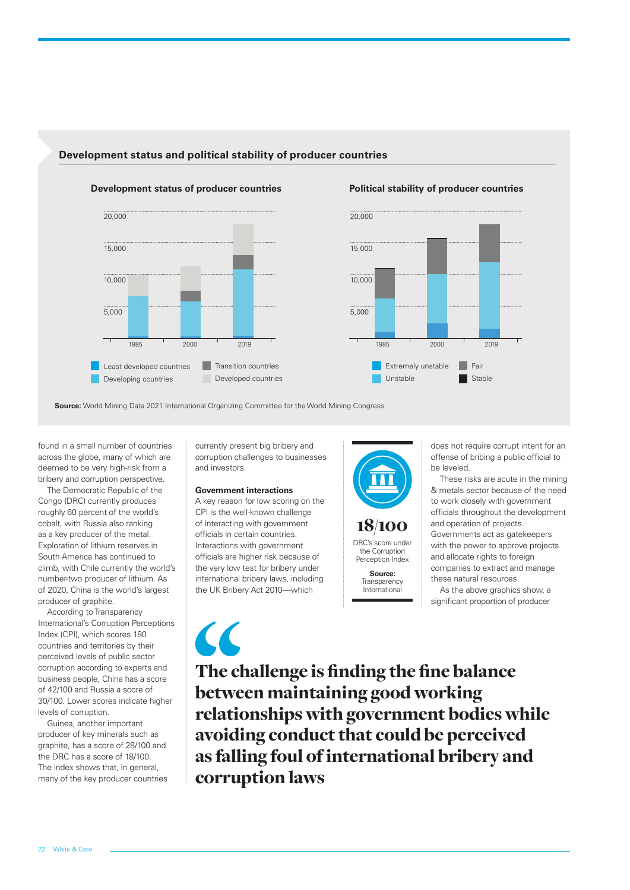## Development status and political stability of producer countries

### Development status of producer countries

20,000
15,000
10,000
5,000

1985 2000 2019

Least developed countries
Developing countries
Transition countries
Developed countries

### Political stability of producer countries

20,000
15,000
10,000
5,000

1985 2000 2019

Extremely unstable
Unstable
Fair
Stable

**Source:** World Mining Data 2021 International Organizing Committee for the World Mining Congress

found in a small number of countries across the globe, many of which are deemed to be very high-risk from a bribery and corruption perspective.

The Democratic Republic of the Congo (DRC) currently produces roughly 60 percent of the world's cobalt, with Russia also ranking as a key producer of the metal. Exploration of lithium reserves in South America has continued to climb, with Chile currently the world's number-two producer of lithium. As of 2020, China is the world's largest producer of graphite.

According to Transparency International's Corruption Perceptions Index (CPI), which scores 180 countries and territories by their perceived levels of public sector corruption according to experts and business people, China has a score of 42/100 and Russia a score of 30/100. Lower scores indicate higher levels of corruption.

Guinea, another important producer of key minerals such as graphite, has a score of 28/100 and the DRC has a score of 18/100. The index shows that, in general, many of the key producer countries currently present big bribery and corruption challenges to businesses and investors.

### Government interactions

A key reason for low scoring on the CPI is the well-known challenge of interacting with government officials in certain countries. Interactions with government officials are higher risk because of the very low test for bribery under international bribery laws, including the UK Bribery Act 2010—which does not require corrupt intent for an offense of bribing a public official to be leveled.

These risks are acute in the mining & metals sector because of the need to work closely with government officials throughout the development and operation of projects. Governments act as gatekeepers with the power to approve projects and allocate rights to foreign companies to extract and manage these natural resources.

As the above graphics show, a significant proportion of producer

**18/100**

DRC's score under the Corruption Perception Index

**Source:** Transparency International

> **The challenge is finding the fine balance between maintaining good working relationships with government bodies while avoiding conduct that could be perceived as falling foul of international bribery and corruption laws**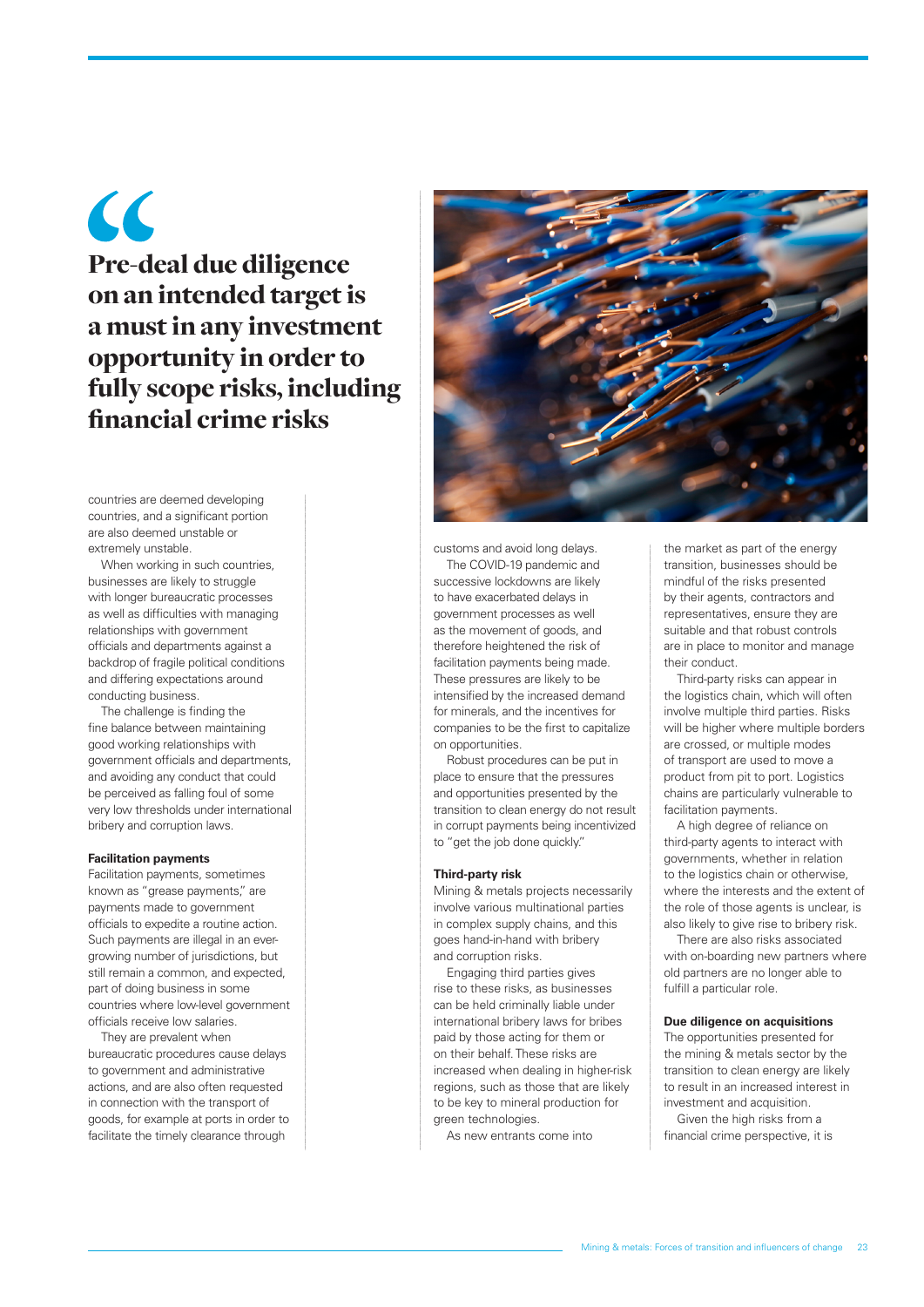> Pre-deal due diligence on an intended target is a must in any investment opportunity in order to fully scope risks, including financial crime risks

countries are deemed developing countries, and a significant portion are also deemed unstable or extremely unstable.

When working in such countries, businesses are likely to struggle with longer bureaucratic processes as well as difficulties with managing relationships with government officials and departments against a backdrop of fragile political conditions and differing expectations around conducting business.

The challenge is finding the fine balance between maintaining good working relationships with government officials and departments, and avoiding any conduct that could be perceived as falling foul of some very low thresholds under international bribery and corruption laws.

**Facilitation payments**

Facilitation payments, sometimes known as "grease payments," are payments made to government officials to expedite a routine action. Such payments are illegal in an ever-growing number of jurisdictions, but still remain a common, and expected, part of doing business in some countries where low-level government officials receive low salaries.

They are prevalent when bureaucratic procedures cause delays to government and administrative actions, and are also often requested in connection with the transport of goods, for example at ports in order to facilitate the timely clearance through customs and avoid long delays.

The COVID-19 pandemic and successive lockdowns are likely to have exacerbated delays in government processes as well as the movement of goods, and therefore heightened the risk of facilitation payments being made. These pressures are likely to be intensified by the increased demand for minerals, and the incentives for companies to be the first to capitalize on opportunities.

Robust procedures can be put in place to ensure that the pressures and opportunities presented by the transition to clean energy do not result in corrupt payments being incentivized to "get the job done quickly."

**Third-party risk**

Mining & metals projects necessarily involve various multinational parties in complex supply chains, and this goes hand-in-hand with bribery and corruption risks.

Engaging third parties gives rise to these risks, as businesses can be held criminally liable under international bribery laws for bribes paid by those acting for them or on their behalf. These risks are increased when dealing in higher-risk regions, such as those that are likely to be key to mineral production for green technologies.

As new entrants come into the market as part of the energy transition, businesses should be mindful of the risks presented by their agents, contractors and representatives, ensure they are suitable and that robust controls are in place to monitor and manage their conduct.

Third-party risks can appear in the logistics chain, which will often involve multiple third parties. Risks will be higher where multiple borders are crossed, or multiple modes of transport are used to move a product from pit to port. Logistics chains are particularly vulnerable to facilitation payments.

A high degree of reliance on third-party agents to interact with governments, whether in relation to the logistics chain or otherwise, where the interests and the extent of the role of those agents is unclear, is also likely to give rise to bribery risk.

There are also risks associated with on-boarding new partners where old partners are no longer able to fulfill a particular role.

**Due diligence on acquisitions**

The opportunities presented for the mining & metals sector by the transition to clean energy are likely to result in an increased interest in investment and acquisition.

Given the high risks from a financial crime perspective, it is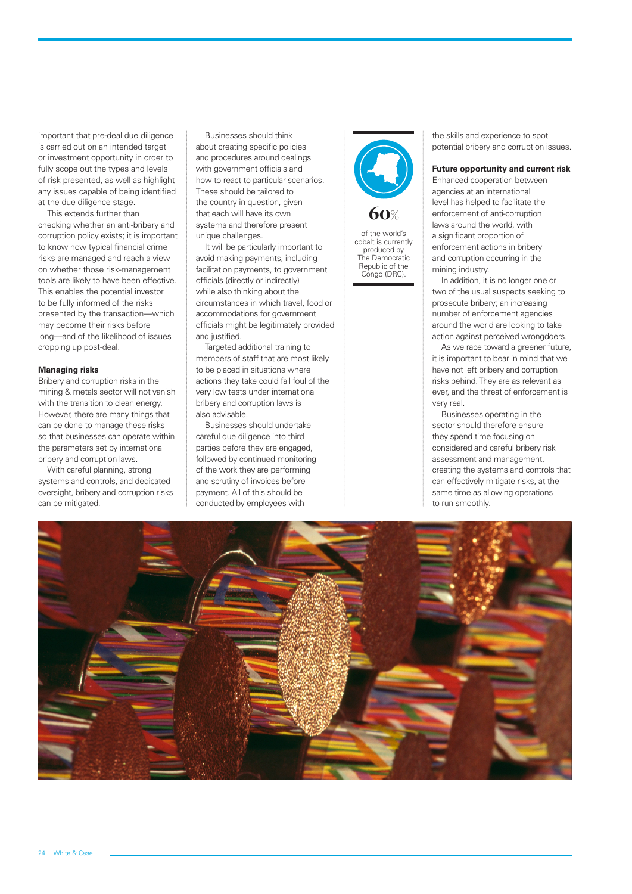important that pre-deal due diligence is carried out on an intended target or investment opportunity in order to fully scope out the types and levels of risk presented, as well as highlight any issues capable of being identified at the due diligence stage.

This extends further than checking whether an anti-bribery and corruption policy exists; it is important to know how typical financial crime risks are managed and reach a view on whether those risk-management tools are likely to have been effective. This enables the potential investor to be fully informed of the risks presented by the transaction—which may become their risks before long—and of the likelihood of issues cropping up post-deal.

### Managing risks

Bribery and corruption risks in the mining & metals sector will not vanish with the transition to clean energy. However, there are many things that can be done to manage these risks so that businesses can operate within the parameters set by international bribery and corruption laws.

With careful planning, strong systems and controls, and dedicated oversight, bribery and corruption risks can be mitigated.

Businesses should think about creating specific policies and procedures around dealings with government officials and how to react to particular scenarios. These should be tailored to the country in question, given that each will have its own systems and therefore present unique challenges.

It will be particularly important to avoid making payments, including facilitation payments, to government officials (directly or indirectly) while also thinking about the circumstances in which travel, food or accommodations for government officials might be legitimately provided and justified.

Targeted additional training to members of staff that are most likely to be placed in situations where actions they take could fall foul of the very low tests under international bribery and corruption laws is also advisable.

Businesses should undertake careful due diligence into third parties before they are engaged, followed by continued monitoring of the work they are performing and scrutiny of invoices before payment. All of this should be conducted by employees with the skills and experience to spot potential bribery and corruption issues.

**60%**

of the world's cobalt is currently produced by The Democratic Republic of the Congo (DRC).

### Future opportunity and current risk

Enhanced cooperation between agencies at an international level has helped to facilitate the enforcement of anti-corruption laws around the world, with a significant proportion of enforcement actions in bribery and corruption occurring in the mining industry.

In addition, it is no longer one or two of the usual suspects seeking to prosecute bribery; an increasing number of enforcement agencies around the world are looking to take action against perceived wrongdoers.

As we race toward a greener future, it is important to bear in mind that we have not left bribery and corruption risks behind. They are as relevant as ever, and the threat of enforcement is very real.

Businesses operating in the sector should therefore ensure they spend time focusing on considered and careful bribery risk assessment and management, creating the systems and controls that can effectively mitigate risks, at the same time as allowing operations to run smoothly.